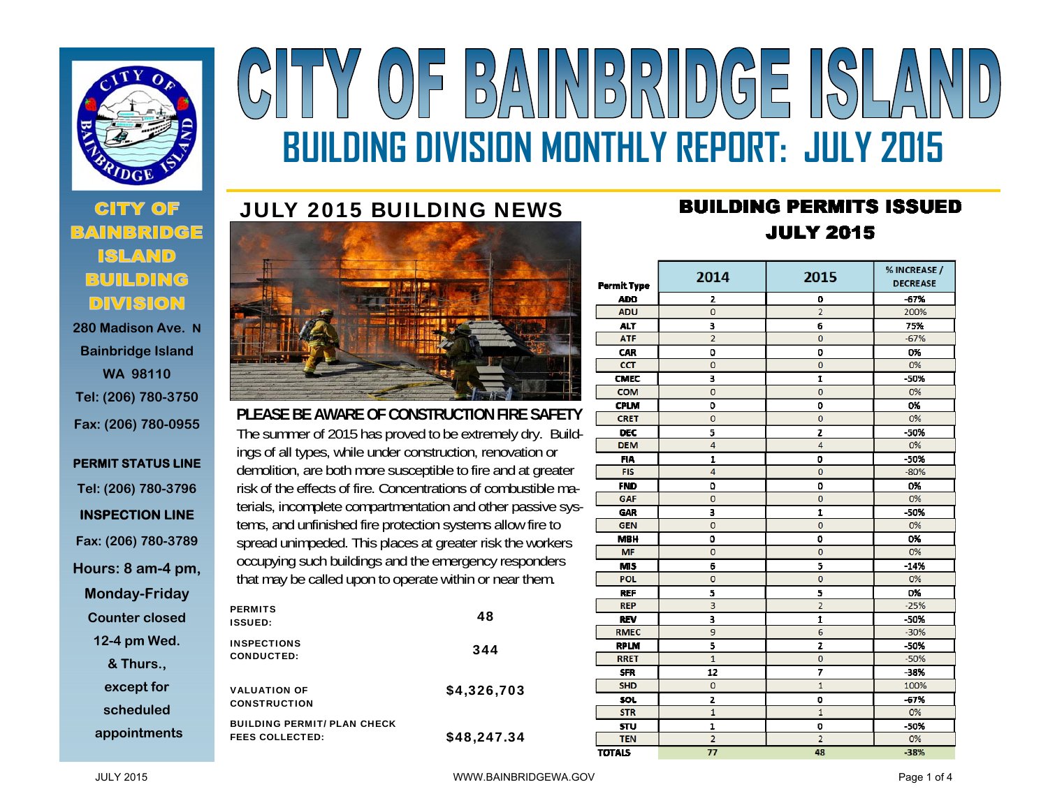# CITY OF BAINBRIDGE ISLAND

## BUILDING DIVISION MONTHLY REPORT: JULY 2015

**CITY OF BAINBRIDGE ISLAND BUILDING DIVISION**

280 Madison Ave. N
Bainbridge Island
WA 98110
Tel: (206) 780-3750
Fax: (206) 780-0955

**PERMIT STATUS LINE**
Tel: (206) 780-3796

**INSPECTION LINE**
Fax: (206) 780-3789

Hours: 8 am-4 pm, Monday-Friday
Counter closed 12-4 pm Wed. & Thurs., except for scheduled appointments

## JULY 2015 BUILDING NEWS

### PLEASE BE AWARE OF CONSTRUCTION FIRE SAFETY

The summer of 2015 has proved to be extremely dry. Buildings of all types, while under construction, renovation or demolition, are both more susceptible to fire and at greater risk of the effects of fire. Concentrations of combustible materials, incomplete compartmentation and other passive systems, and unfinished fire protection systems allow fire to spread unimpeded. This places at greater risk the workers occupying such buildings and the emergency responders that may be called upon to operate within or near them.

| | |
|---|---|
| PERMITS ISSUED: | 48 |
| INSPECTIONS CONDUCTED: | 344 |
| VALUATION OF CONSTRUCTION | $4,326,703 |
| BUILDING PERMIT/ PLAN CHECK FEES COLLECTED: | $48,247.34 |

## BUILDING PERMITS ISSUED JULY 2015

| Permit Type | 2014 | 2015 | % INCREASE / DECREASE |
|---|---|---|---|
| ADD | 2 | 0 | -67% |
| ADU | 0 | 2 | 200% |
| ALT | 3 | 6 | 75% |
| ATF | 2 | 0 | -67% |
| CAR | 0 | 0 | 0% |
| CCT | 0 | 0 | 0% |
| CMEC | 3 | 1 | -50% |
| COM | 0 | 0 | 0% |
| CPLM | 0 | 0 | 0% |
| CRET | 0 | 0 | 0% |
| DEC | 5 | 2 | -50% |
| DEM | 4 | 4 | 0% |
| FIA | 1 | 0 | -50% |
| FIS | 4 | 0 | -80% |
| FND | 0 | 0 | 0% |
| GAF | 0 | 0 | 0% |
| GAR | 3 | 1 | -50% |
| GEN | 0 | 0 | 0% |
| MBH | 0 | 0 | 0% |
| MF | 0 | 0 | 0% |
| MIS | 6 | 5 | -14% |
| POL | 0 | 0 | 0% |
| REF | 5 | 5 | 0% |
| REP | 3 | 2 | -25% |
| REV | 3 | 1 | -50% |
| RMEC | 9 | 6 | -30% |
| RPLM | 5 | 2 | -50% |
| RRET | 1 | 0 | -50% |
| SFR | 12 | 7 | -38% |
| SHD | 0 | 1 | 100% |
| SOL | 2 | 0 | -67% |
| STR | 1 | 1 | 0% |
| STU | 1 | 0 | -50% |
| TEN | 2 | 2 | 0% |
| TOTALS | 77 | 48 | -38% |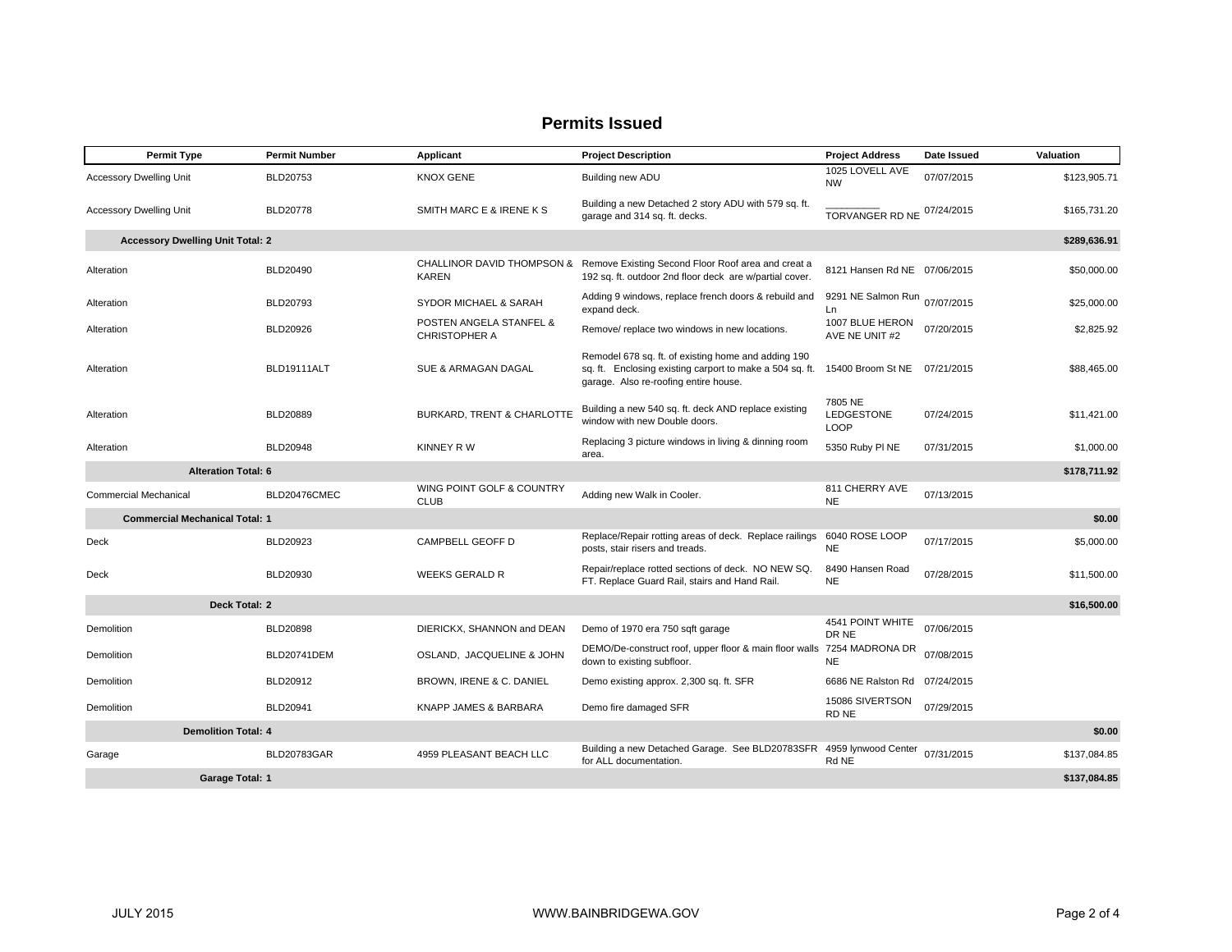# Permits Issued

| Permit Type | Permit Number | Applicant | Project Description | Project Address | Date Issued | Valuation |
|---|---|---|---|---|---|---|
| Accessory Dwelling Unit | BLD20753 | KNOX GENE | Building new ADU | 1025 LOVELL AVE NW | 07/07/2015 | $123,905.71 |
| Accessory Dwelling Unit | BLD20778 | SMITH MARC E & IRENE K S | Building a new Detached 2 story ADU with 579 sq. ft. garage and 314 sq. ft. decks. | __________ TORVANGER RD NE | 07/24/2015 | $165,731.20 |
| **Accessory Dwelling Unit Total: 2** | | | | | | **$289,636.91** |
| Alteration | BLD20490 | CHALLINOR DAVID THOMPSON & KAREN | Remove Existing Second Floor Roof area and creat a 192 sq. ft. outdoor 2nd floor deck are w/partial cover. | 8121 Hansen Rd NE | 07/06/2015 | $50,000.00 |
| Alteration | BLD20793 | SYDOR MICHAEL & SARAH | Adding 9 windows, replace french doors & rebuild and expand deck. | 9291 NE Salmon Run Ln | 07/07/2015 | $25,000.00 |
| Alteration | BLD20926 | POSTEN ANGELA STANFEL & CHRISTOPHER A | Remove/ replace two windows in new locations. | 1007 BLUE HERON AVE NE UNIT #2 | 07/20/2015 | $2,825.92 |
| Alteration | BLD19111ALT | SUE & ARMAGAN DAGAL | Remodel 678 sq. ft. of existing home and adding 190 sq. ft. Enclosing existing carport to make a 504 sq. ft. garage. Also re-roofing entire house. | 15400 Broom St NE | 07/21/2015 | $88,465.00 |
| Alteration | BLD20889 | BURKARD, TRENT & CHARLOTTE | Building a new 540 sq. ft. deck AND replace existing window with new Double doors. | 7805 NE LEDGESTONE LOOP | 07/24/2015 | $11,421.00 |
| Alteration | BLD20948 | KINNEY R W | Replacing 3 picture windows in living & dinning room area. | 5350 Ruby Pl NE | 07/31/2015 | $1,000.00 |
| **Alteration Total: 6** | | | | | | **$178,711.92** |
| Commercial Mechanical | BLD20476CMEC | WING POINT GOLF & COUNTRY CLUB | Adding new Walk in Cooler. | 811 CHERRY AVE NE | 07/13/2015 | |
| **Commercial Mechanical Total: 1** | | | | | | **$0.00** |
| Deck | BLD20923 | CAMPBELL GEOFF D | Replace/Repair rotting areas of deck. Replace railings posts, stair risers and treads. | 6040 ROSE LOOP NE | 07/17/2015 | $5,000.00 |
| Deck | BLD20930 | WEEKS GERALD R | Repair/replace rotted sections of deck. NO NEW SQ. FT. Replace Guard Rail, stairs and Hand Rail. | 8490 Hansen Road NE | 07/28/2015 | $11,500.00 |
| **Deck Total: 2** | | | | | | **$16,500.00** |
| Demolition | BLD20898 | DIERICKX, SHANNON and DEAN | Demo of 1970 era 750 sqft garage | 4541 POINT WHITE DR NE | 07/06/2015 | |
| Demolition | BLD20741DEM | OSLAND, JACQUELINE & JOHN | DEMO/De-construct roof, upper floor & main floor walls down to existing subfloor. | 7254 MADRONA DR NE | 07/08/2015 | |
| Demolition | BLD20912 | BROWN, IRENE & C. DANIEL | Demo existing approx. 2,300 sq. ft. SFR | 6686 NE Ralston Rd | 07/24/2015 | |
| Demolition | BLD20941 | KNAPP JAMES & BARBARA | Demo fire damaged SFR | 15086 SIVERTSON RD NE | 07/29/2015 | |
| **Demolition Total: 4** | | | | | | **$0.00** |
| Garage | BLD20783GAR | 4959 PLEASANT BEACH LLC | Building a new Detached Garage. See BLD20783SFR for ALL documentation. | 4959 lynwood Center Rd NE | 07/31/2015 | $137,084.85 |
| **Garage Total: 1** | | | | | | **$137,084.85** |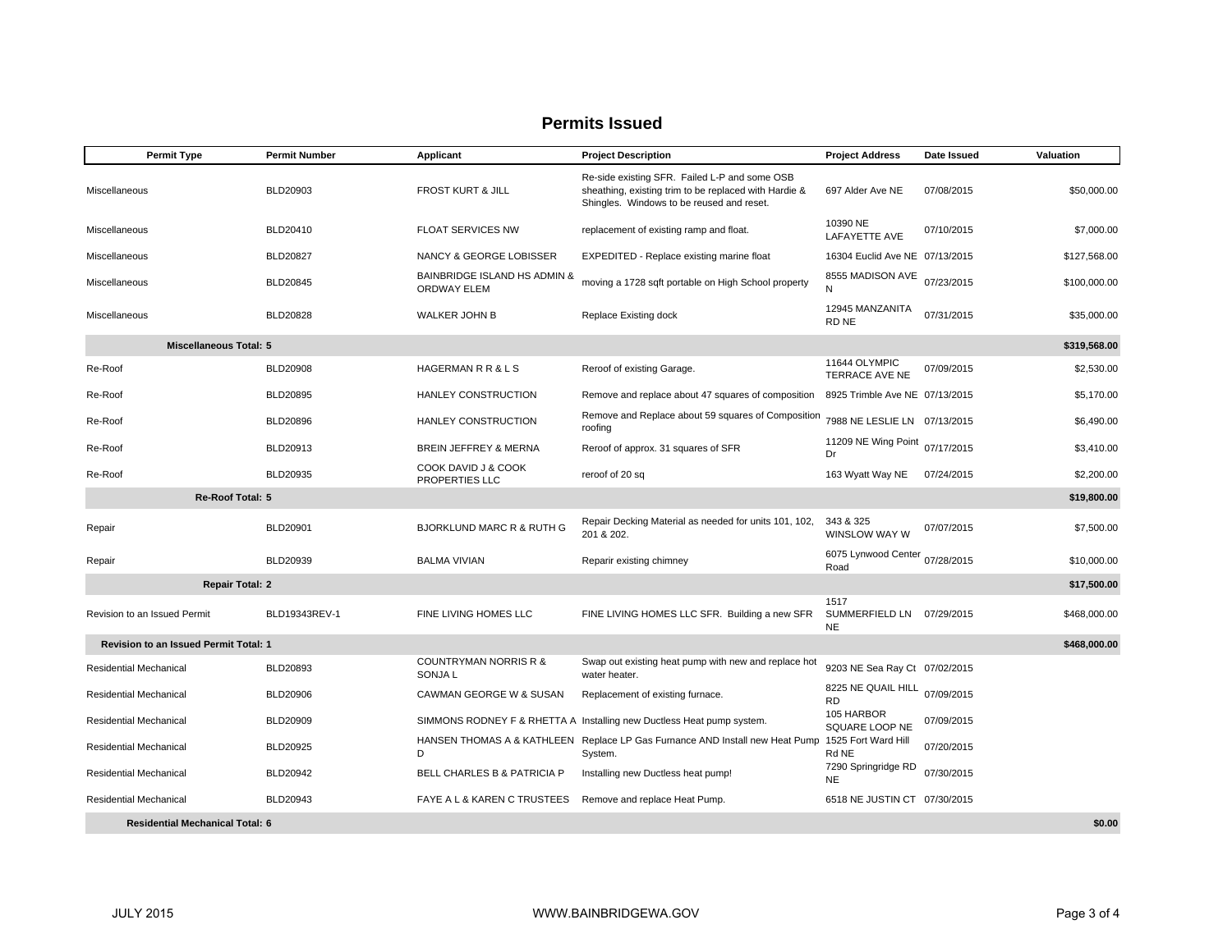## Permits Issued

| Permit Type | Permit Number | Applicant | Project Description | Project Address | Date Issued | Valuation |
|---|---|---|---|---|---|---|
| Miscellaneous | BLD20903 | FROST KURT & JILL | Re-side existing SFR. Failed L-P and some OSB sheathing, existing trim to be replaced with Hardie & Shingles. Windows to be reused and reset. | 697 Alder Ave NE | 07/08/2015 | $50,000.00 |
| Miscellaneous | BLD20410 | FLOAT SERVICES NW | replacement of existing ramp and float. | 10390 NE LAFAYETTE AVE | 07/10/2015 | $7,000.00 |
| Miscellaneous | BLD20827 | NANCY & GEORGE LOBISSER | EXPEDITED - Replace existing marine float | 16304 Euclid Ave NE | 07/13/2015 | $127,568.00 |
| Miscellaneous | BLD20845 | BAINBRIDGE ISLAND HS ADMIN & ORDWAY ELEM | moving a 1728 sqft portable on High School property | 8555 MADISON AVE N | 07/23/2015 | $100,000.00 |
| Miscellaneous | BLD20828 | WALKER JOHN B | Replace Existing dock | 12945 MANZANITA RD NE | 07/31/2015 | $35,000.00 |
| **Miscellaneous Total: 5** | | | | | | **$319,568.00** |
| Re-Roof | BLD20908 | HAGERMAN R R & L S | Reroof of existing Garage. | 11644 OLYMPIC TERRACE AVE NE | 07/09/2015 | $2,530.00 |
| Re-Roof | BLD20895 | HANLEY CONSTRUCTION | Remove and replace about 47 squares of composition | 8925 Trimble Ave NE | 07/13/2015 | $5,170.00 |
| Re-Roof | BLD20896 | HANLEY CONSTRUCTION | Remove and Replace about 59 squares of Composition roofing | 7988 NE LESLIE LN | 07/13/2015 | $6,490.00 |
| Re-Roof | BLD20913 | BREIN JEFFREY & MERNA | Reroof of approx. 31 squares of SFR | 11209 NE Wing Point Dr | 07/17/2015 | $3,410.00 |
| Re-Roof | BLD20935 | COOK DAVID J & COOK PROPERTIES LLC | reroof of 20 sq | 163 Wyatt Way NE | 07/24/2015 | $2,200.00 |
| **Re-Roof Total: 5** | | | | | | **$19,800.00** |
| Repair | BLD20901 | BJORKLUND MARC R & RUTH G | Repair Decking Material as needed for units 101, 102, 201 & 202. | 343 & 325 WINSLOW WAY W | 07/07/2015 | $7,500.00 |
| Repair | BLD20939 | BALMA VIVIAN | Reparir existing chimney | 6075 Lynwood Center Road | 07/28/2015 | $10,000.00 |
| **Repair Total: 2** | | | | | | **$17,500.00** |
| Revision to an Issued Permit | BLD19343REV-1 | FINE LIVING HOMES LLC | FINE LIVING HOMES LLC SFR. Building a new SFR | 1517 SUMMERFIELD LN NE | 07/29/2015 | $468,000.00 |
| **Revision to an Issued Permit Total: 1** | | | | | | **$468,000.00** |
| Residential Mechanical | BLD20893 | COUNTRYMAN NORRIS R & SONJA L | Swap out existing heat pump with new and replace hot water heater. | 9203 NE Sea Ray Ct | 07/02/2015 | |
| Residential Mechanical | BLD20906 | CAWMAN GEORGE W & SUSAN | Replacement of existing furnace. | 8225 NE QUAIL HILL RD | 07/09/2015 | |
| Residential Mechanical | BLD20909 | SIMMONS RODNEY F & RHETTA A | Installing new Ductless Heat pump system. | 105 HARBOR SQUARE LOOP NE | 07/09/2015 | |
| Residential Mechanical | BLD20925 | HANSEN THOMAS A & KATHLEEN D | Replace LP Gas Furnance AND Install new Heat Pump System. | 1525 Fort Ward Hill Rd NE | 07/20/2015 | |
| Residential Mechanical | BLD20942 | BELL CHARLES B & PATRICIA P | Installing new Ductless heat pump! | 7290 Springridge RD NE | 07/30/2015 | |
| Residential Mechanical | BLD20943 | FAYE A L & KAREN C TRUSTEES | Remove and replace Heat Pump. | 6518 NE JUSTIN CT | 07/30/2015 | |
| **Residential Mechanical Total: 6** | | | | | | **$0.00** |

JULY 2015 WWW.BAINBRIDGEWA.GOV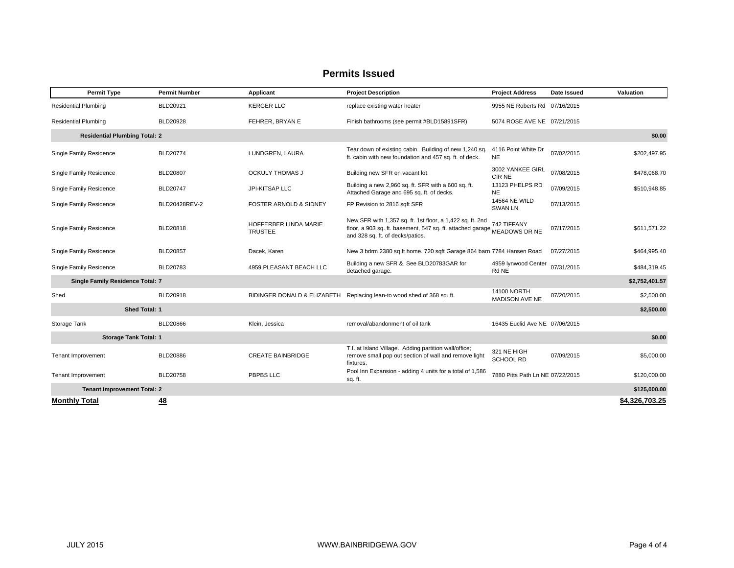## Permits Issued

| Permit Type | Permit Number | Applicant | Project Description | Project Address | Date Issued | Valuation |
|---|---|---|---|---|---|---|
| Residential Plumbing | BLD20921 | KERGER LLC | replace existing water heater | 9955 NE Roberts Rd | 07/16/2015 | |
| Residential Plumbing | BLD20928 | FEHRER, BRYAN E | Finish bathrooms (see permit #BLD15891SFR) | 5074 ROSE AVE NE | 07/21/2015 | |
| **Residential Plumbing Total: 2** | | | | | | **$0.00** |
| Single Family Residence | BLD20774 | LUNDGREN, LAURA | Tear down of existing cabin. Building of new 1,240 sq. ft. cabin with new foundation and 457 sq. ft. of deck. | 4116 Point White Dr NE | 07/02/2015 | $202,497.95 |
| Single Family Residence | BLD20807 | OCKULY THOMAS J | Building new SFR on vacant lot | 3002 YANKEE GIRL CIR NE | 07/08/2015 | $478,068.70 |
| Single Family Residence | BLD20747 | JPI-KITSAP LLC | Building a new 2,960 sq. ft. SFR with a 600 sq. ft. Attached Garage and 695 sq. ft. of decks. | 13123 PHELPS RD NE | 07/09/2015 | $510,948.85 |
| Single Family Residence | BLD20428REV-2 | FOSTER ARNOLD & SIDNEY | FP Revision to 2816 sqft SFR | 14564 NE WILD SWAN LN | 07/13/2015 | |
| Single Family Residence | BLD20818 | HOFFERBER LINDA MARIE TRUSTEE | New SFR with 1,357 sq. ft. 1st floor, a 1,422 sq. ft. 2nd floor, a 903 sq. ft. basement, 547 sq. ft. attached garage and 328 sq. ft. of decks/patios. | 742 TIFFANY MEADOWS DR NE | 07/17/2015 | $611,571.22 |
| Single Family Residence | BLD20857 | Dacek, Karen | New 3 bdrm 2380 sq ft home. 720 sqft Garage 864 barn | 7784 Hansen Road | 07/27/2015 | $464,995.40 |
| Single Family Residence | BLD20783 | 4959 PLEASANT BEACH LLC | Building a new SFR &. See BLD20783GAR for detached garage. | 4959 lynwood Center Rd NE | 07/31/2015 | $484,319.45 |
| **Single Family Residence Total: 7** | | | | | | **$2,752,401.57** |
| Shed | BLD20918 | BIDINGER DONALD & ELIZABETH | Replacing lean-to wood shed of 368 sq. ft. | 14100 NORTH MADISON AVE NE | 07/20/2015 | $2,500.00 |
| **Shed Total: 1** | | | | | | **$2,500.00** |
| Storage Tank | BLD20866 | Klein, Jessica | removal/abandonment of oil tank | 16435 Euclid Ave NE | 07/06/2015 | |
| **Storage Tank Total: 1** | | | | | | **$0.00** |
| Tenant Improvement | BLD20886 | CREATE BAINBRIDGE | T.I. at Island Village. Adding partition wall/office; remove small pop out section of wall and remove light fixtures. | 321 NE HIGH SCHOOL RD | 07/09/2015 | $5,000.00 |
| Tenant Improvement | BLD20758 | PBPBS LLC | Pool Inn Expansion - adding 4 units for a total of 1,586 sq. ft. | 7880 Pitts Path Ln NE | 07/22/2015 | $120,000.00 |
| **Tenant Improvement Total: 2** | | | | | | **$125,000.00** |
| **Monthly Total** | **48** | | | | | **$4,326,703.25** |